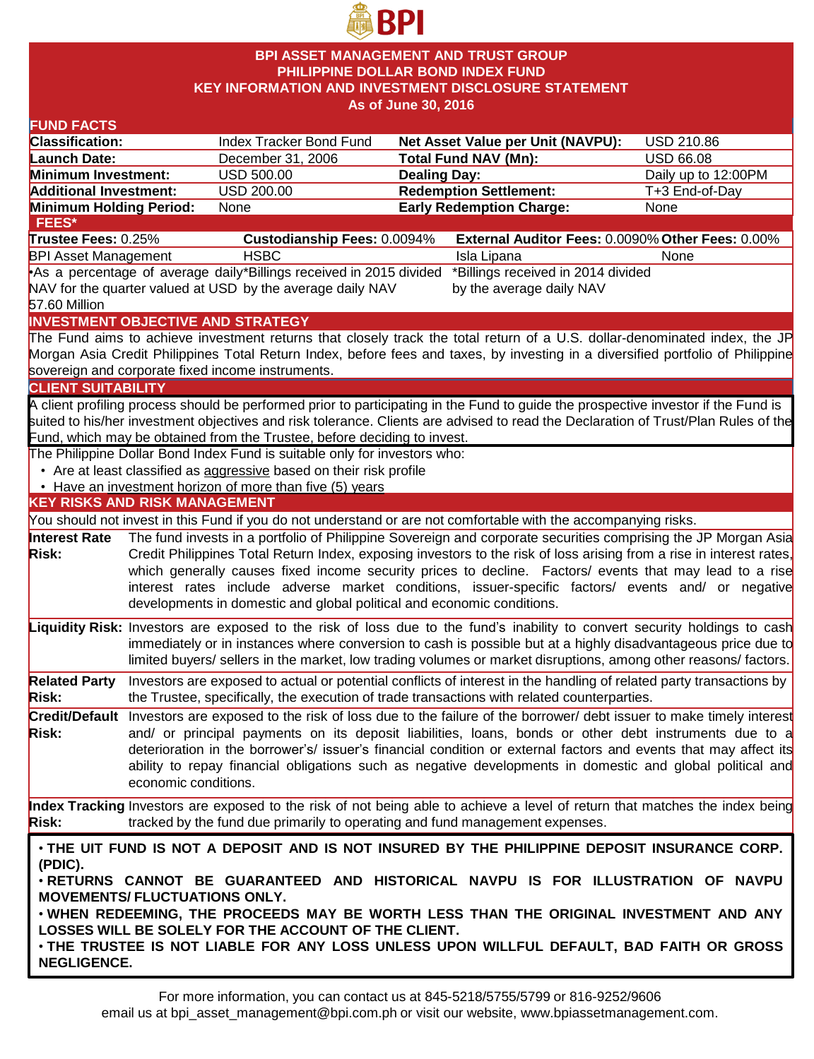BPI

# BPI ASSET MANAGEMENT AND TRUST GROUP
# PHILIPPINE DOLLAR BOND INDEX FUND
# KEY INFORMATION AND INVESTMENT DISCLOSURE STATEMENT
## As of June 30, 2016

## FUND FACTS

| | | | |
|---|---|---|---|
| **Classification:** | Index Tracker Bond Fund | **Net Asset Value per Unit (NAVPU):** | USD 210.86 |
| **Launch Date:** | December 31, 2006 | **Total Fund NAV (Mn):** | USD 66.08 |
| **Minimum Investment:** | USD 500.00 | **Dealing Day:** | Daily up to 12:00PM |
| **Additional Investment:** | USD 200.00 | **Redemption Settlement:** | T+3 End-of-Day |
| **Minimum Holding Period:** | None | **Early Redemption Charge:** | None |

## FEES*

| **Trustee Fees:** 0.25% | **Custodianship Fees:** 0.0094% | **External Auditor Fees:** 0.0090% | **Other Fees:** 0.00% |
|---|---|---|---|
| BPI Asset Management | HSBC | Isla Lipana | None |
| •As a percentage of average daily NAV for the quarter valued at USD 57.60 Million | *Billings received in 2015 divided by the average daily NAV | *Billings received in 2014 divided by the average daily NAV | |

## INVESTMENT OBJECTIVE AND STRATEGY

The Fund aims to achieve investment returns that closely track the total return of a U.S. dollar-denominated index, the JP Morgan Asia Credit Philippines Total Return Index, before fees and taxes, by investing in a diversified portfolio of Philippine sovereign and corporate fixed income instruments.

## CLIENT SUITABILITY

A client profiling process should be performed prior to participating in the Fund to guide the prospective investor if the Fund is suited to his/her investment objectives and risk tolerance. Clients are advised to read the Declaration of Trust/Plan Rules of the Fund, which may be obtained from the Trustee, before deciding to invest.

The Philippine Dollar Bond Index Fund is suitable only for investors who:

- Are at least classified as aggressive based on their risk profile
- Have an investment horizon of more than five (5) years

## KEY RISKS AND RISK MANAGEMENT

You should not invest in this Fund if you do not understand or are not comfortable with the accompanying risks.

**Interest Rate Risk:** The fund invests in a portfolio of Philippine Sovereign and corporate securities comprising the JP Morgan Asia Credit Philippines Total Return Index, exposing investors to the risk of loss arising from a rise in interest rates, which generally causes fixed income security prices to decline. Factors/ events that may lead to a rise interest rates include adverse market conditions, issuer-specific factors/ events and/ or negative developments in domestic and global political and economic conditions.

**Liquidity Risk:** Investors are exposed to the risk of loss due to the fund's inability to convert security holdings to cash immediately or in instances where conversion to cash is possible but at a highly disadvantageous price due to limited buyers/ sellers in the market, low trading volumes or market disruptions, among other reasons/ factors.

**Related Party Risk:** Investors are exposed to actual or potential conflicts of interest in the handling of related party transactions by the Trustee, specifically, the execution of trade transactions with related counterparties.

**Credit/Default Risk:** Investors are exposed to the risk of loss due to the failure of the borrower/ debt issuer to make timely interest and/ or principal payments on its deposit liabilities, loans, bonds or other debt instruments due to a deterioration in the borrower's/ issuer's financial condition or external factors and events that may affect its ability to repay financial obligations such as negative developments in domestic and global political and economic conditions.

**Index Tracking Risk:** Investors are exposed to the risk of not being able to achieve a level of return that matches the index being tracked by the fund due primarily to operating and fund management expenses.

**• THE UIT FUND IS NOT A DEPOSIT AND IS NOT INSURED BY THE PHILIPPINE DEPOSIT INSURANCE CORP. (PDIC).**
**• RETURNS CANNOT BE GUARANTEED AND HISTORICAL NAVPU IS FOR ILLUSTRATION OF NAVPU MOVEMENTS/ FLUCTUATIONS ONLY.**
**• WHEN REDEEMING, THE PROCEEDS MAY BE WORTH LESS THAN THE ORIGINAL INVESTMENT AND ANY LOSSES WILL BE SOLELY FOR THE ACCOUNT OF THE CLIENT.**
**• THE TRUSTEE IS NOT LIABLE FOR ANY LOSS UNLESS UPON WILLFUL DEFAULT, BAD FAITH OR GROSS NEGLIGENCE.**

For more information, you can contact us at 845-5218/5755/5799 or 816-9252/9606
email us at bpi_asset_management@bpi.com.ph or visit our website, www.bpiassetmanagement.com.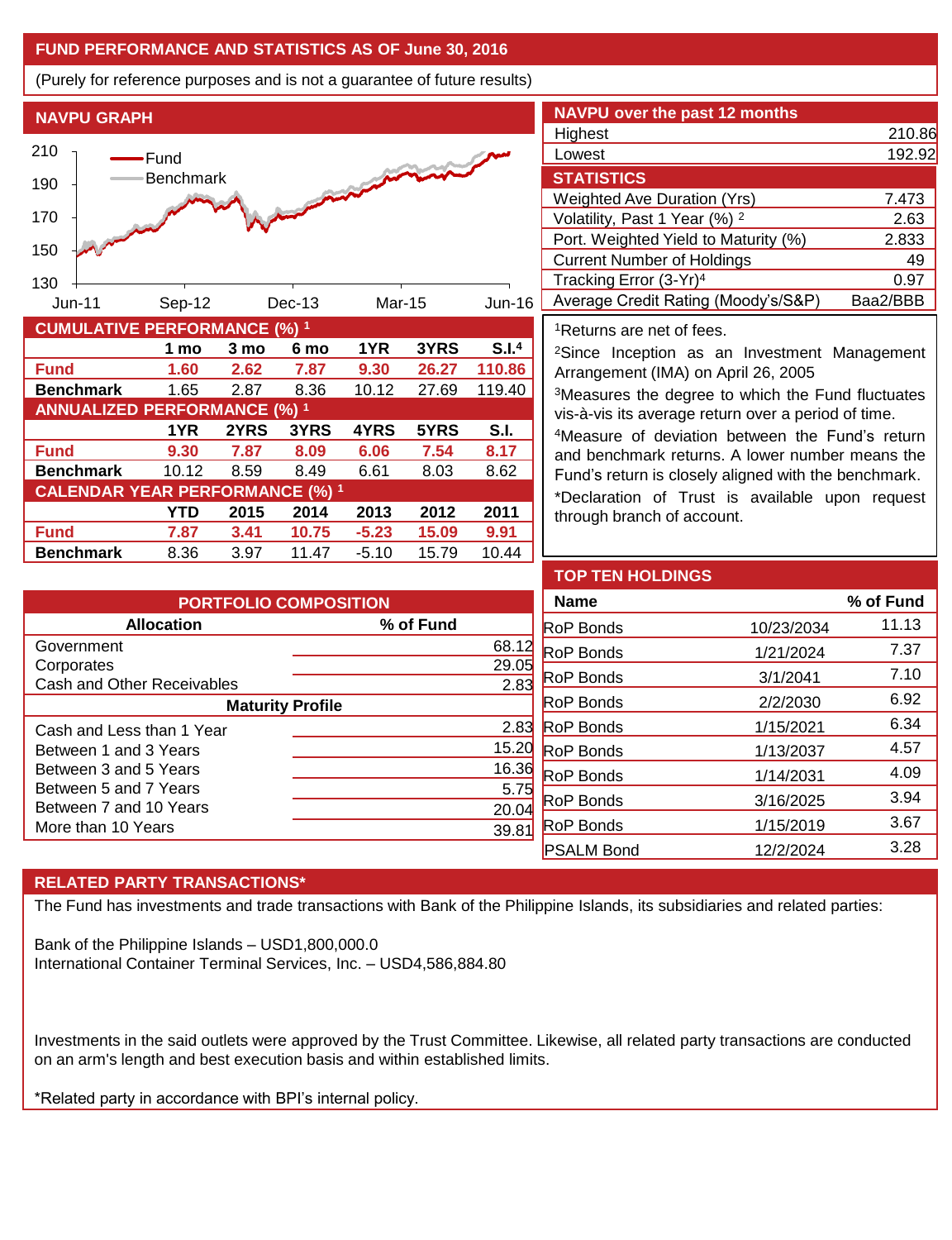## FUND PERFORMANCE AND STATISTICS AS OF June 30, 2016

(Purely for reference purposes and is not a guarantee of future results)

### NAVPU GRAPH

### NAVPU over the past 12 months

| | |
|---|---|
| Highest | 210.86 |
| Lowest | 192.92 |

### STATISTICS

| | |
|---|---|
| Weighted Ave Duration (Yrs) | 7.473 |
| Volatility, Past 1 Year (%) [2] | 2.63 |
| Port. Weighted Yield to Maturity (%) | 2.833 |
| Current Number of Holdings | 49 |
| Tracking Error (3-Yr)[4] | 0.97 |
| Average Credit Rating (Moody's/S&P) | Baa2/BBB |

### CUMULATIVE PERFORMANCE (%) [1]

| | 1 mo | 3 mo | 6 mo | 1YR | 3YRS | S.I.[4] |
|---|---|---|---|---|---|---|
| **Fund** | **1.60** | **2.62** | **7.87** | **9.30** | **26.27** | **110.86** |
| **Benchmark** | 1.65 | 2.87 | 8.36 | 10.12 | 27.69 | 119.40 |

### ANNUALIZED PERFORMANCE (%) [1]

| | 1YR | 2YRS | 3YRS | 4YRS | 5YRS | S.I. |
|---|---|---|---|---|---|---|
| **Fund** | **9.30** | **7.87** | **8.09** | **6.06** | **7.54** | **8.17** |
| **Benchmark** | 10.12 | 8.59 | 8.49 | 6.61 | 8.03 | 8.62 |

### CALENDAR YEAR PERFORMANCE (%) [1]

| | YTD | 2015 | 2014 | 2013 | 2012 | 2011 |
|---|---|---|---|---|---|---|
| **Fund** | **7.87** | **3.41** | **10.75** | **-5.23** | **15.09** | **9.91** |
| **Benchmark** | 8.36 | 3.97 | 11.47 | -5.10 | 15.79 | 10.44 |

[1]Returns are net of fees.

[2]Since Inception as an Investment Management Arrangement (IMA) on April 26, 2005

[3]Measures the degree to which the Fund fluctuates vis-à-vis its average return over a period of time.

[4]Measure of deviation between the Fund's return and benchmark returns. A lower number means the Fund's return is closely aligned with the benchmark.

*Declaration of Trust is available upon request through branch of account.

### PORTFOLIO COMPOSITION

| Allocation | % of Fund |
|---|---|
| Government | 68.12 |
| Corporates | 29.05 |
| Cash and Other Receivables | 2.83 |
| **Maturity Profile** | |
| Cash and Less than 1 Year | 2.83 |
| Between 1 and 3 Years | 15.20 |
| Between 3 and 5 Years | 16.36 |
| Between 5 and 7 Years | 5.75 |
| Between 7 and 10 Years | 20.04 |
| More than 10 Years | 39.81 |

### TOP TEN HOLDINGS

| Name | | % of Fund |
|---|---|---|
| RoP Bonds | 10/23/2034 | 11.13 |
| RoP Bonds | 1/21/2024 | 7.37 |
| RoP Bonds | 3/1/2041 | 7.10 |
| RoP Bonds | 2/2/2030 | 6.92 |
| RoP Bonds | 1/15/2021 | 6.34 |
| RoP Bonds | 1/13/2037 | 4.57 |
| RoP Bonds | 1/14/2031 | 4.09 |
| RoP Bonds | 3/16/2025 | 3.94 |
| RoP Bonds | 1/15/2019 | 3.67 |
| PSALM Bond | 12/2/2024 | 3.28 |

### RELATED PARTY TRANSACTIONS*

The Fund has investments and trade transactions with Bank of the Philippine Islands, its subsidiaries and related parties:

Bank of the Philippine Islands – USD1,800,000.0
International Container Terminal Services, Inc. – USD4,586,884.80

Investments in the said outlets were approved by the Trust Committee. Likewise, all related party transactions are conducted on an arm's length and best execution basis and within established limits.

*Related party in accordance with BPI's internal policy.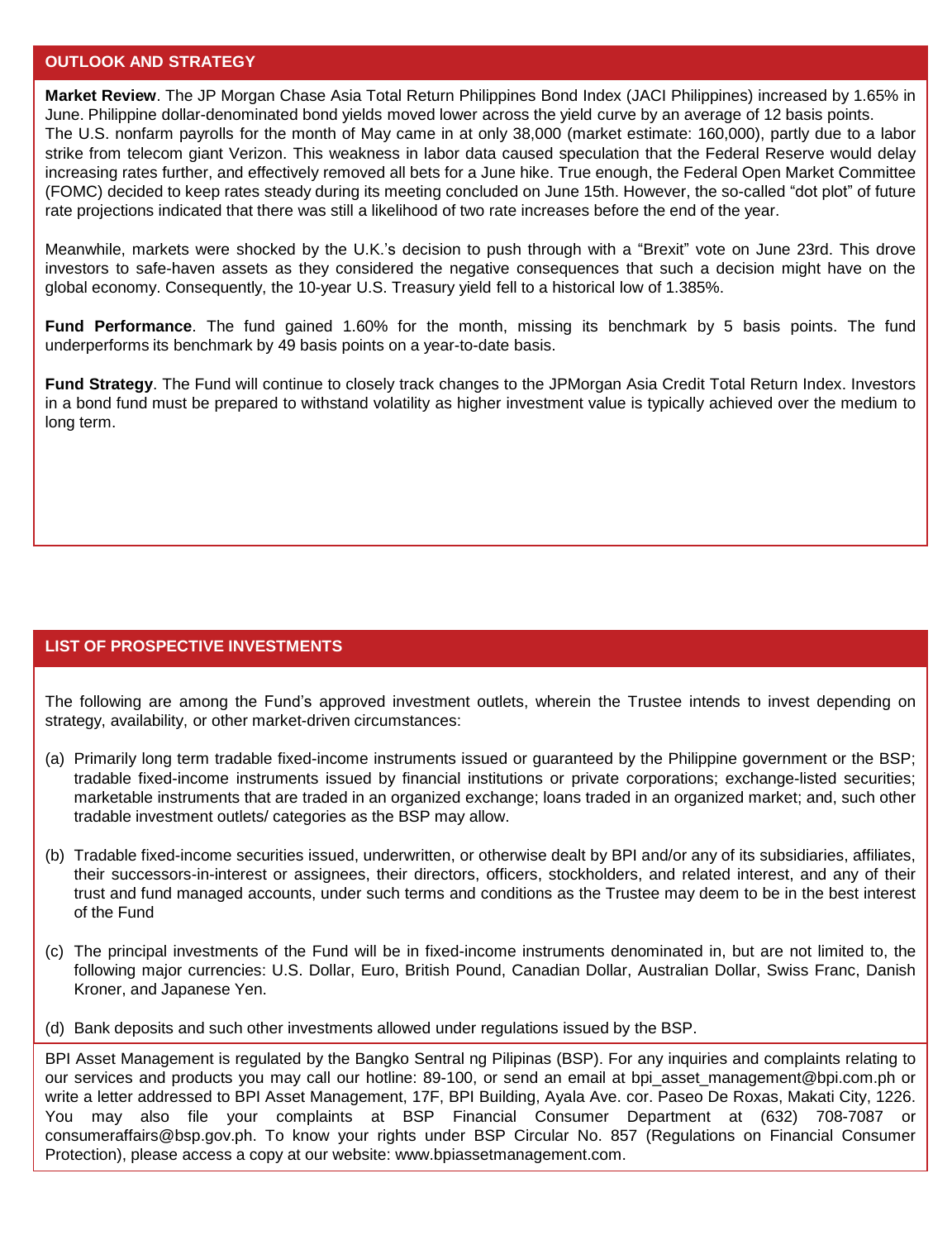## OUTLOOK AND STRATEGY

**Market Review**. The JP Morgan Chase Asia Total Return Philippines Bond Index (JACI Philippines) increased by 1.65% in June. Philippine dollar-denominated bond yields moved lower across the yield curve by an average of 12 basis points.
The U.S. nonfarm payrolls for the month of May came in at only 38,000 (market estimate: 160,000), partly due to a labor strike from telecom giant Verizon. This weakness in labor data caused speculation that the Federal Reserve would delay increasing rates further, and effectively removed all bets for a June hike. True enough, the Federal Open Market Committee (FOMC) decided to keep rates steady during its meeting concluded on June 15th. However, the so-called “dot plot” of future rate projections indicated that there was still a likelihood of two rate increases before the end of the year.

Meanwhile, markets were shocked by the U.K.’s decision to push through with a “Brexit” vote on June 23rd. This drove investors to safe-haven assets as they considered the negative consequences that such a decision might have on the global economy. Consequently, the 10-year U.S. Treasury yield fell to a historical low of 1.385%.

**Fund Performance**. The fund gained 1.60% for the month, missing its benchmark by 5 basis points. The fund underperforms its benchmark by 49 basis points on a year-to-date basis.

**Fund Strategy**. The Fund will continue to closely track changes to the JPMorgan Asia Credit Total Return Index. Investors in a bond fund must be prepared to withstand volatility as higher investment value is typically achieved over the medium to long term.

## LIST OF PROSPECTIVE INVESTMENTS

The following are among the Fund’s approved investment outlets, wherein the Trustee intends to invest depending on strategy, availability, or other market-driven circumstances:

(a) Primarily long term tradable fixed-income instruments issued or guaranteed by the Philippine government or the BSP; tradable fixed-income instruments issued by financial institutions or private corporations; exchange-listed securities; marketable instruments that are traded in an organized exchange; loans traded in an organized market; and, such other tradable investment outlets/ categories as the BSP may allow.

(b) Tradable fixed-income securities issued, underwritten, or otherwise dealt by BPI and/or any of its subsidiaries, affiliates, their successors-in-interest or assignees, their directors, officers, stockholders, and related interest, and any of their trust and fund managed accounts, under such terms and conditions as the Trustee may deem to be in the best interest of the Fund

(c) The principal investments of the Fund will be in fixed-income instruments denominated in, but are not limited to, the following major currencies: U.S. Dollar, Euro, British Pound, Canadian Dollar, Australian Dollar, Swiss Franc, Danish Kroner, and Japanese Yen.

(d) Bank deposits and such other investments allowed under regulations issued by the BSP.

BPI Asset Management is regulated by the Bangko Sentral ng Pilipinas (BSP). For any inquiries and complaints relating to our services and products you may call our hotline: 89-100, or send an email at bpi_asset_management@bpi.com.ph or write a letter addressed to BPI Asset Management, 17F, BPI Building, Ayala Ave. cor. Paseo De Roxas, Makati City, 1226. You may also file your complaints at BSP Financial Consumer Department at (632) 708-7087 or consumeraffairs@bsp.gov.ph. To know your rights under BSP Circular No. 857 (Regulations on Financial Consumer Protection), please access a copy at our website: www.bpiassetmanagement.com.